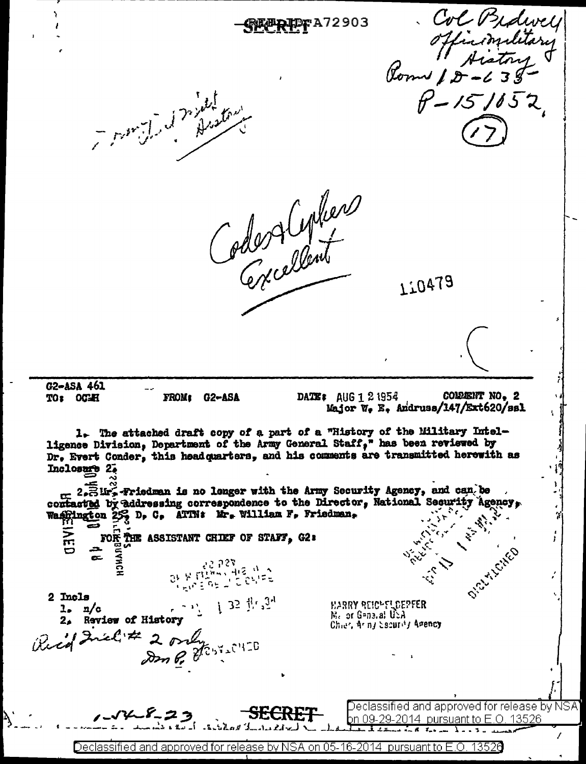REF ID:A72903

SECRET

Col Bidwell
Office military History
Room 1D-638
P-151852,

(17)

Army Intel History

Codes & Cyphers
Excellent

110479

G2-ASA 461
TO: OCMH FROM: G2-ASA DATE: AUG 12 1954 COMMENT NO. 2
Major W. E. Andruss/147/Ext620/ssl

1. The attached draft copy of a part of a "History of the Military Intelligence Division, Department of the Army General Staff," has been reviewed by Dr. Evert Conder, this headquarters, and his comments are transmitted herewith as Inclosure 2.

2. Mr. Friedman is no longer with the Army Security Agency, and can be contacted by addressing correspondence to the Director, National Security Agency, Washington 25, D. C. ATTN: Mr. William F. Friedman.

FOR THE ASSISTANT CHIEF OF STAFF, G2:

2 Incls
1. n/c
2. Review of History

Rec'd Incl # 2 only
Don P.

HARRY REICHELDERFER
Major General USA
Chief, Army Security Agency

SECRET

Declassified and approved for release by NSA on 09-29-2014 pursuant to E.O. 13526

Declassified and approved for release by NSA on 05-16-2014 pursuant to E.O. 13526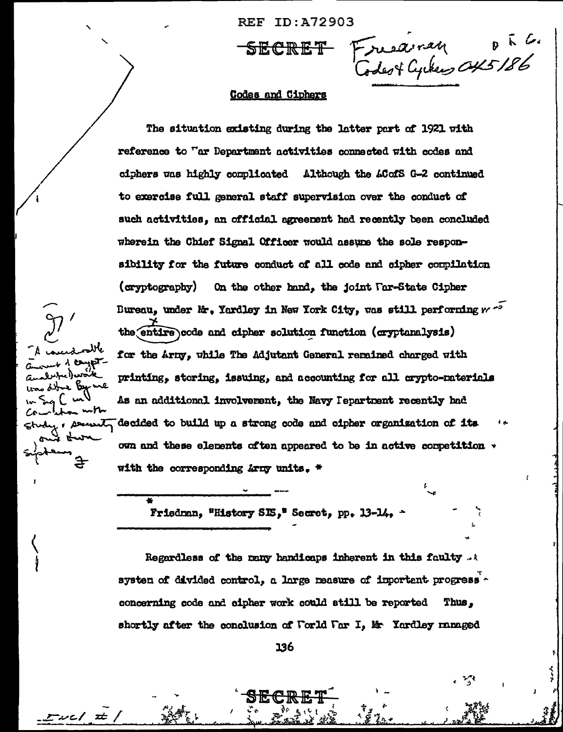REF ID:A72903

SECRET

Friedman Codes & Cyphers OK5186

## Codes and Ciphers

The situation existing during the latter part of 1921 with reference to War Department activities connected with codes and ciphers was highly complicated Although the ACofS G-2 continued to exercise full general staff supervision over the conduct of such activities, an official agreement had recently been concluded wherein the Chief Signal Officer would assume the sole responsibility for the future conduct of all code and cipher compilation (cryptography) On the other hand, the joint War-State Cipher Bureau, under Mr. Yardley in New York City, was still performing the entire code and cipher solution function (cryptanalysis) for the Army, while The Adjutant General remained charged with printing, storing, issuing, and accounting for all crypto-materials As an additional involvement, the Navy Department recently had decided to build up a strong code and cipher organization of its own and these elements often appeared to be in active competition with the corresponding Army units. *

"A considerable amount of cryptanalytic work was done by me in Sig C in connection with study & security of our own systems"

* Friedman, "History SIS," Secret, pp. 13-14.

Regardless of the many handicaps inherent in this faulty system of divided control, a large measure of important progress concerning code and cipher work could still be reported Thus, shortly after the conclusion of World War I, Mr Yardley managed

SECRET

Encl #1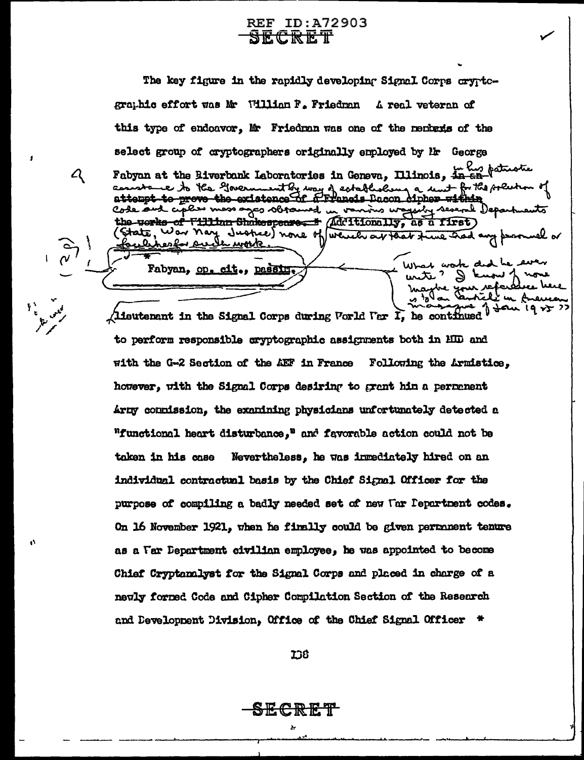REF ID:A72903

SECRET

The key figure in the rapidly developing Signal Corps cryptographic effort was Mr William F. Friedman A real veteran of this type of endeavor, Mr Friedman was one of the members of the select group of cryptographers originally employed by Mr George Fabyan at the Riverbank Laboratories in Geneva, Illinois, ~~in an attempt to prove the existence of a Francis Bacon cipher within the works of William Shakespeare.~~ * in his patriotic assistance to the Government by way of establishing a unit for the solution of code and cipher messages obtained in various ways by several Departments (State, War, Navy, Justice) none of which at that time had any personnel or facilities for such work. Additionally, as a first lieutenant in the Signal Corps during World War I, he continued to perform responsible cryptographic assignments both in MID and with the G-2 Section of the AEF in France Following the Armistice, however, with the Signal Corps desiring to grant him a permanent Army commission, the examining physicians unfortunately detected a "functional heart disturbance," and favorable action could not be taken in his case Nevertheless, he was immediately hired on an individual contractual basis by the Chief Signal Officer for the purpose of compiling a badly needed set of new War Department codes. On 16 November 1921, when he finally could be given permanent tenure as a War Department civilian employee, he was appointed to become Chief Cryptanalyst for the Signal Corps and placed in charge of a newly formed Code and Cipher Compilation Section of the Research and Development Division, Office of the Chief Signal Officer *

---

\* Fabyan, op. cit., passim.

[Handwritten marginal note: What work did he ever write? I know of none. Maybe your reference here is to an "article" in American magazine of Jan 1925 ??]

SECRET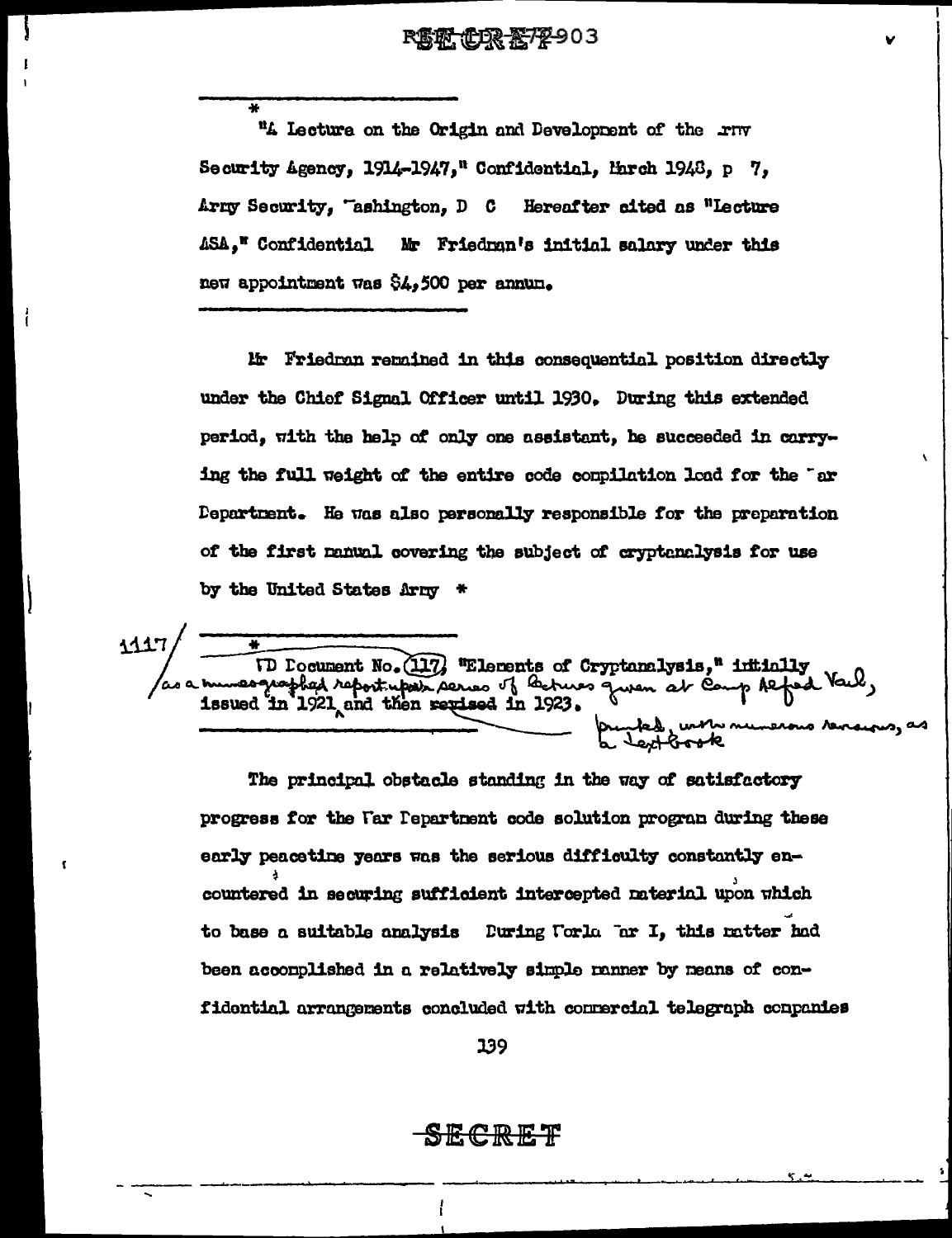\* "A Lecture on the Origin and Development of the Army Security Agency, 1914-1947," Confidential, March 1948, p 7, Army Security, Washington, D C Hereafter cited as "Lecture ASA," Confidential Mr Friedman's initial salary under this new appointment was $4,500 per annum.

Mr Friedman remained in this consequential position directly under the Chief Signal Officer until 1930. During this extended period, with the help of only one assistant, he succeeded in carrying the full weight of the entire code compilation load for the War Department. He was also personally responsible for the preparation of the first manual covering the subject of cryptanalysis for use by the United States Army \*

1117 / \* WD Document No. (117) "Elements of Cryptanalysis," initially issued in 1921 as a mimeographed report upon series of lectures given at Camp Alfred Vail, and then revised in 1923, printed, with numerous revisions, as a textbook

The principal obstacle standing in the way of satisfactory progress for the War Department code solution program during these early peacetime years was the serious difficulty constantly encountered in securing sufficient intercepted material upon which to base a suitable analysis During World War I, this matter had been accomplished in a relatively simple manner by means of confidential arrangements concluded with commercial telegraph companies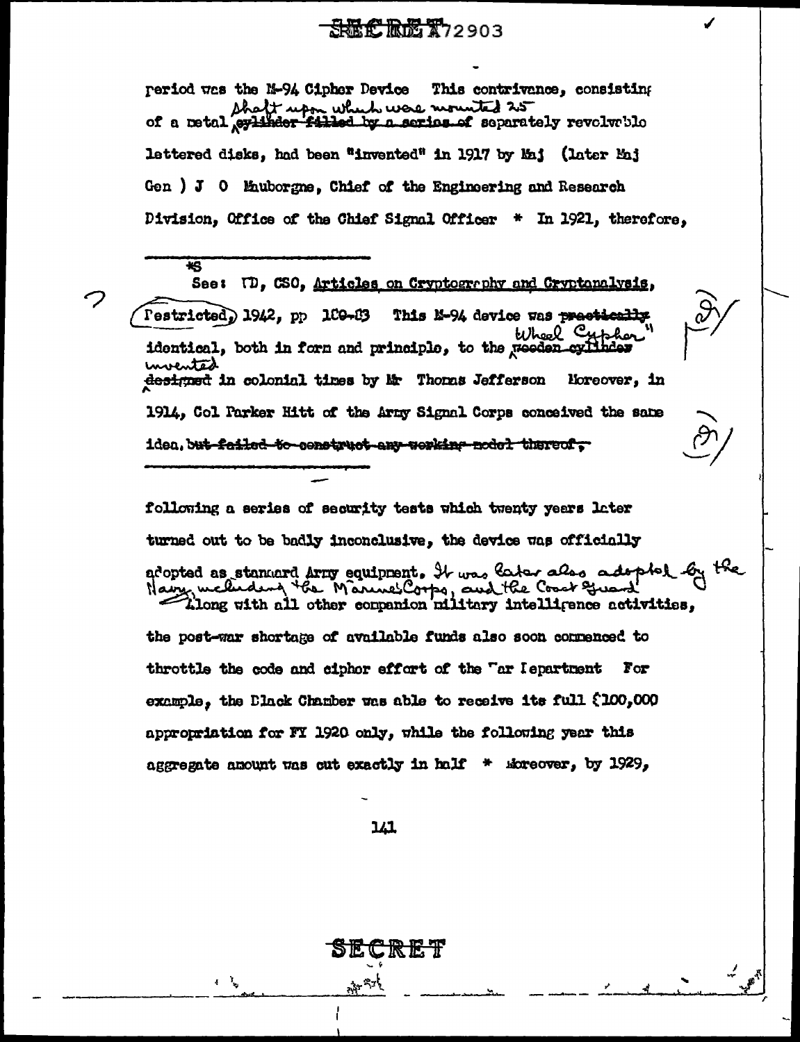period was the M-94 Cipher Device This contrivance, consisting of a metal shaft upon which were mounted 25 separately revolvable lettered disks, had been "invented" in 1917 by Maj (later Maj Gen ) J O Mauborgne, Chief of the Engineering and Research Division, Office of the Chief Signal Officer * In 1921, therefore,

*S

See: TD, CSO, Articles on Cryptography and Cryptanalysis, (Restricted) 1942, pp 100-03 This M-94 device was identical, both in form and principle, to the "Wheel Cypher" invented in colonial times by Mr Thomas Jefferson Moreover, in 1914, Col Parker Hitt of the Army Signal Corps conceived the same idea.

following a series of security tests which twenty years later turned out to be badly inconclusive, the device was officially adopted as standard Army equipment. It was later also adopted by the Navy, including the Marine Corps, and the Coast Guard.

Along with all other companion military intelligence activities, the post-war shortage of available funds also soon commenced to throttle the code and cipher effort of the War Department For example, the Black Chamber was able to receive its full $100,000 appropriation for FY 1920 only, while the following year this aggregate amount was cut exactly in half * Moreover, by 1929,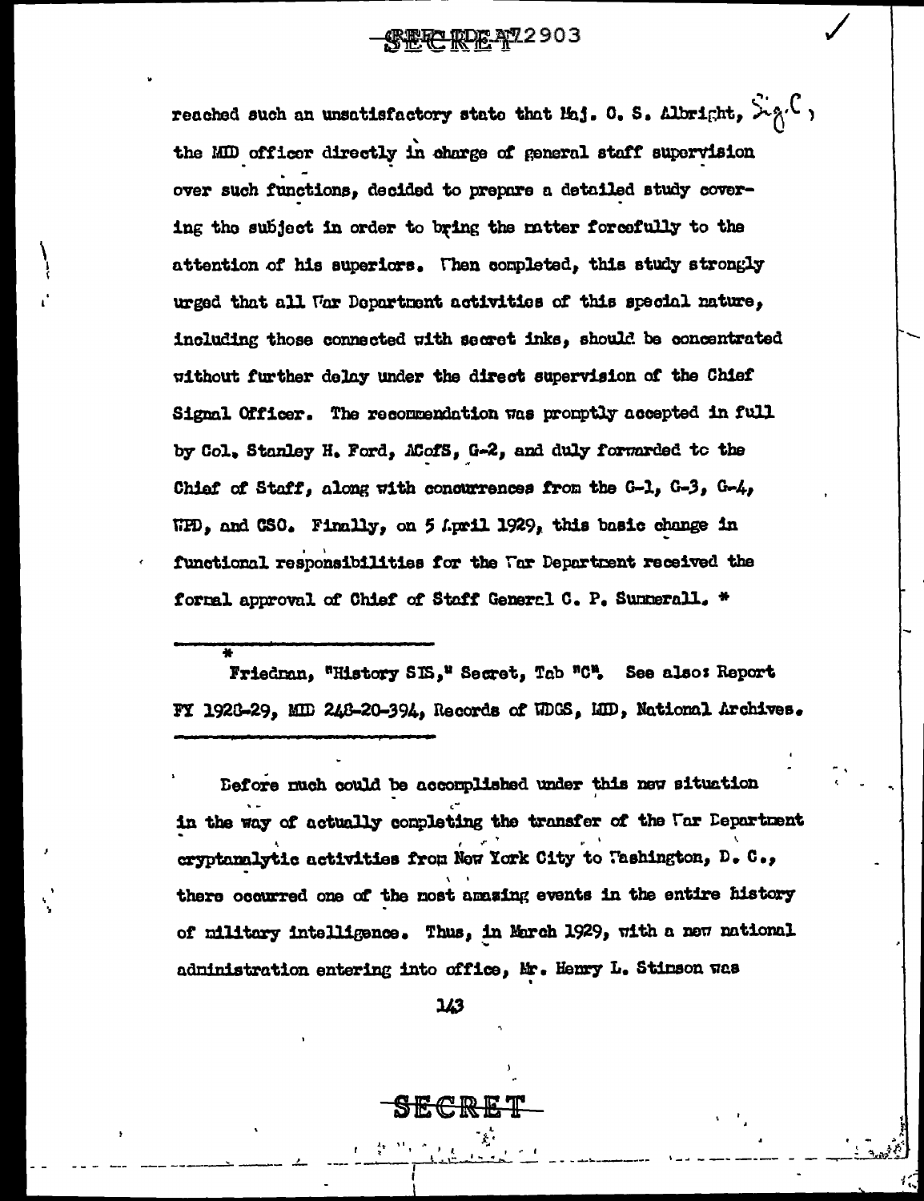reached such an unsatisfactory state that Maj. O. S. Albright, Sig.C, the MID officer directly in charge of general staff supervision over such functions, decided to prepare a detailed study covering the subject in order to bring the matter forcefully to the attention of his superiors. When completed, this study strongly urged that all War Department activities of this special nature, including those connected with secret inks, should be concentrated without further delay under the direct supervision of the Chief Signal Officer. The recommendation was promptly accepted in full by Col. Stanley H. Ford, ACofS, G-2, and duly forwarded to the Chief of Staff, along with concurrences from the G-1, G-3, G-4, WPD, and CSO. Finally, on 5 April 1929, this basic change in functional responsibilities for the War Department received the formal approval of Chief of Staff General C. P. Summerall. *

---

\* Friedman, "History SIS," Secret, Tab "C". See also: Report FY 1928-29, MID 248-20-394, Records of WDGS, MID, National Archives.

---

Before much could be accomplished under this new situation in the way of actually completing the transfer of the War Department cryptanalytic activities from New York City to Washington, D. C., there occurred one of the most amazing events in the entire history of military intelligence. Thus, in March 1929, with a new national administration entering into office, Mr. Henry L. Stimson was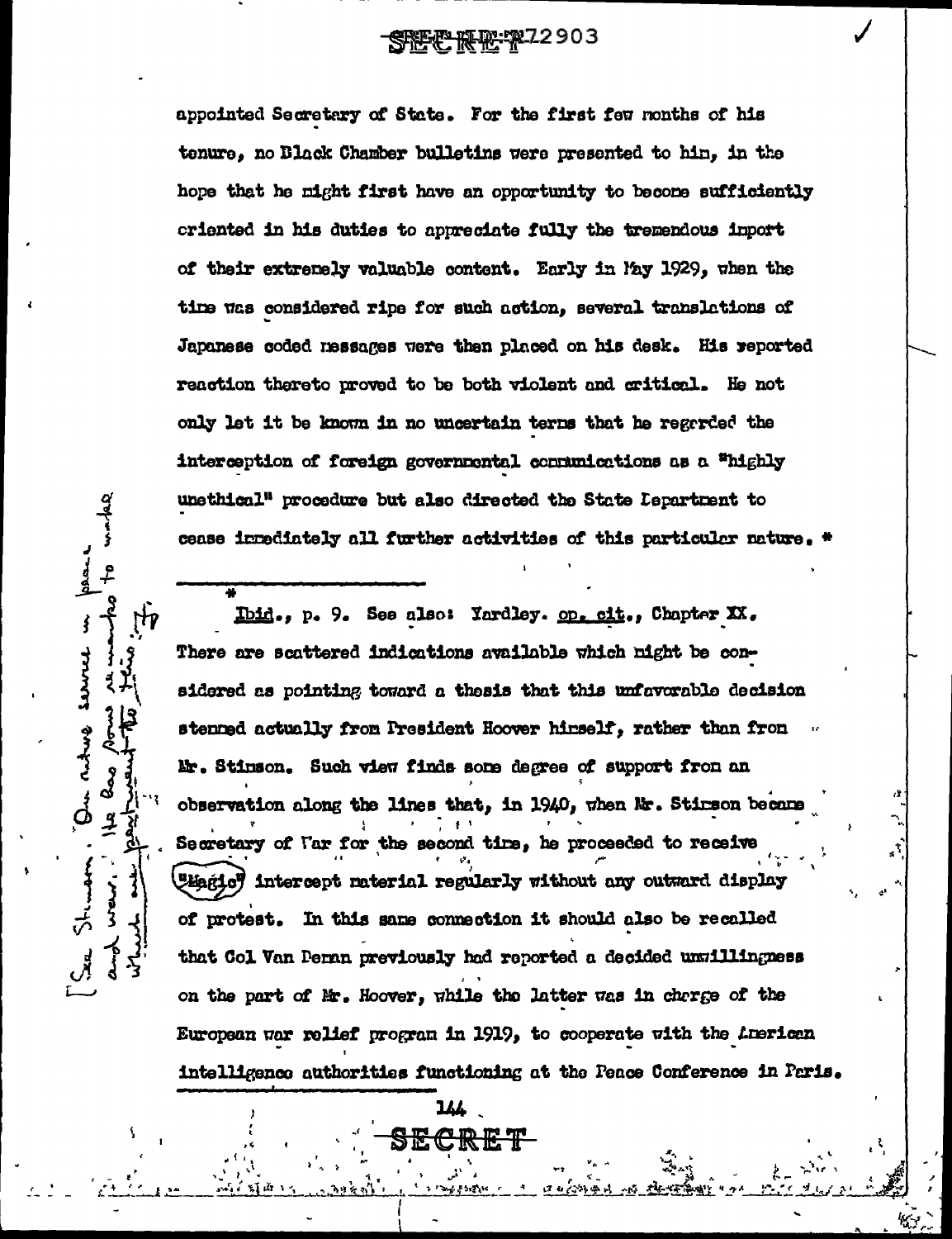appointed Secretary of State. For the first few months of his tenure, no Black Chamber bulletins were presented to him, in the hope that he might first have an opportunity to become sufficiently oriented in his duties to appreciate fully the tremendous import of their extremely valuable content. Early in May 1929, when the time was considered ripe for such action, several translations of Japanese coded messages were then placed on his desk. His reported reaction thereto proved to be both violent and critical. He not only let it be known in no uncertain terms that he regarded the interception of foreign governmental communications as a "highly unethical" procedure but also directed the State Department to cease immediately all further activities of this particular nature. *

[See Stimson, "On active service in peace and war." He has some remarks to make which are pertinent to this.]

---

* Ibid., p. 9. See also: Yardley. *op. cit.*, Chapter XX. There are scattered indications available which might be considered as pointing toward a thesis that this unfavorable decision stemmed actually from President Hoover himself, rather than from Mr. Stimson. Such view finds some degree of support from an observation along the lines that, in 1940, when Mr. Stimson became Secretary of War for the second time, he proceeded to receive "Magic" intercept material regularly without any outward display of protest. In this same connection it should also be recalled that Col Van Deman previously had reported a decided unwillingness on the part of Mr. Hoover, while the latter was in charge of the European war relief program in 1919, to cooperate with the American intelligence authorities functioning at the Peace Conference in Paris.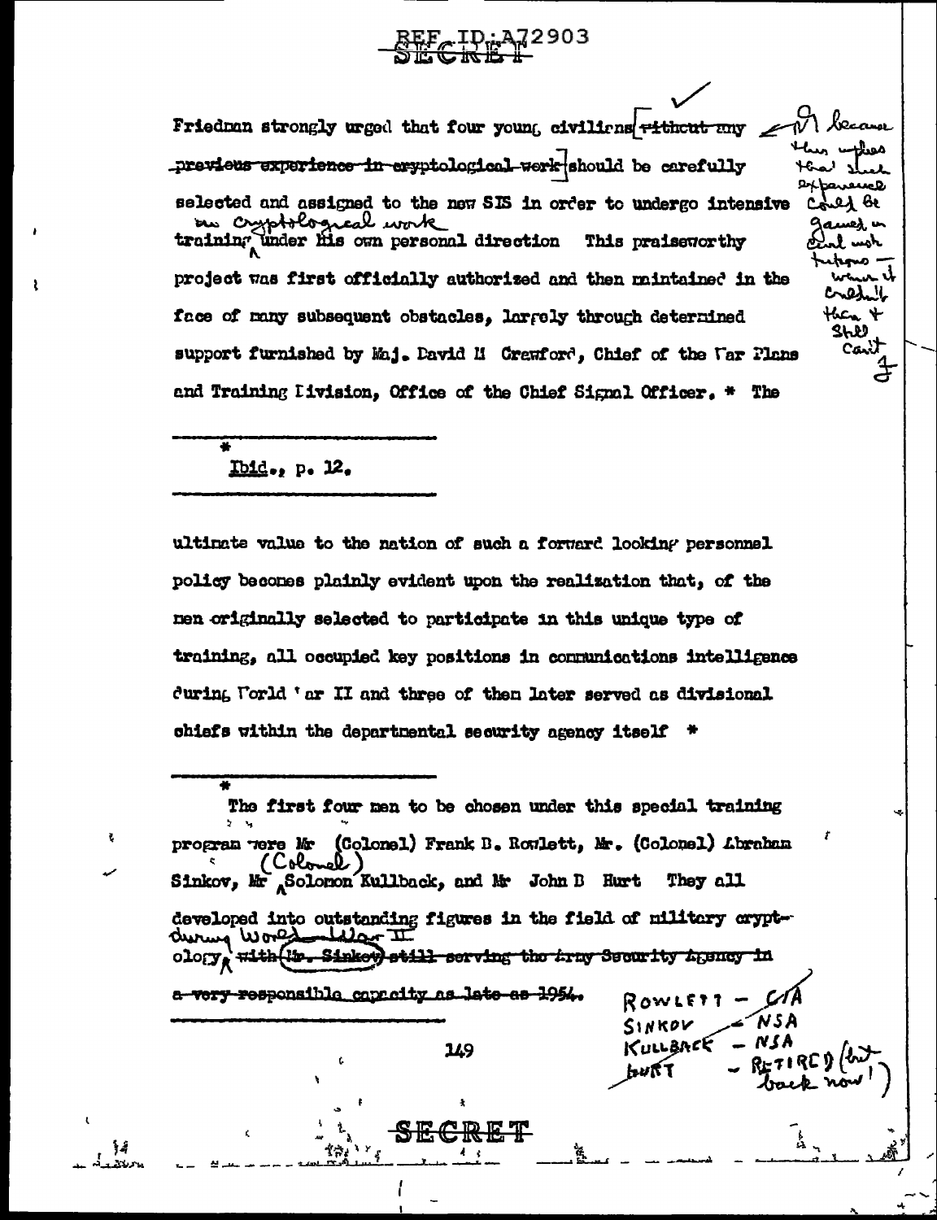REF ID:A72903

SECRET

Friedman strongly urged that four young civilians [without any previous experience in cryptological work] should be carefully selected and assigned to the new SIS in order to undergo intensive training in cryptological work under his own personal direction This praiseworthy project was first officially authorized and then maintained in the face of many subsequent obstacles, largely through determined support furnished by Maj. David M Crawford, Chief of the War Plans and Training Division, Office of the Chief Signal Officer. * The

---

\* Ibid., p. 12.

---

ultimate value to the nation of such a forward looking personnel policy becomes plainly evident upon the realization that, of the men originally selected to participate in this unique type of training, all occupied key positions in communications intelligence during World War II and three of them later served as divisional chiefs within the departmental security agency itself *

---

\* The first four men to be chosen under this special training program were Mr (Colonel) Frank B. Rowlett, Mr. (Colonel) Abraham Sinkov, Mr (Colonel) Solomon Kullback, and Mr John B Hurt They all developed into outstanding figures in the field of military cryptology during World War II, ~~with (Mr. Sinkov) still serving the Army Security Agency in a very responsible capacity as late as 1954.~~

ROWLETT – CIA
SINKOV – NSA
KULLBACK – NSA
HURT – RETIRED (but back now!)

(Margin note: Because this implies that such experience could be gained in civil – which it couldn't then & still can't)

SECRET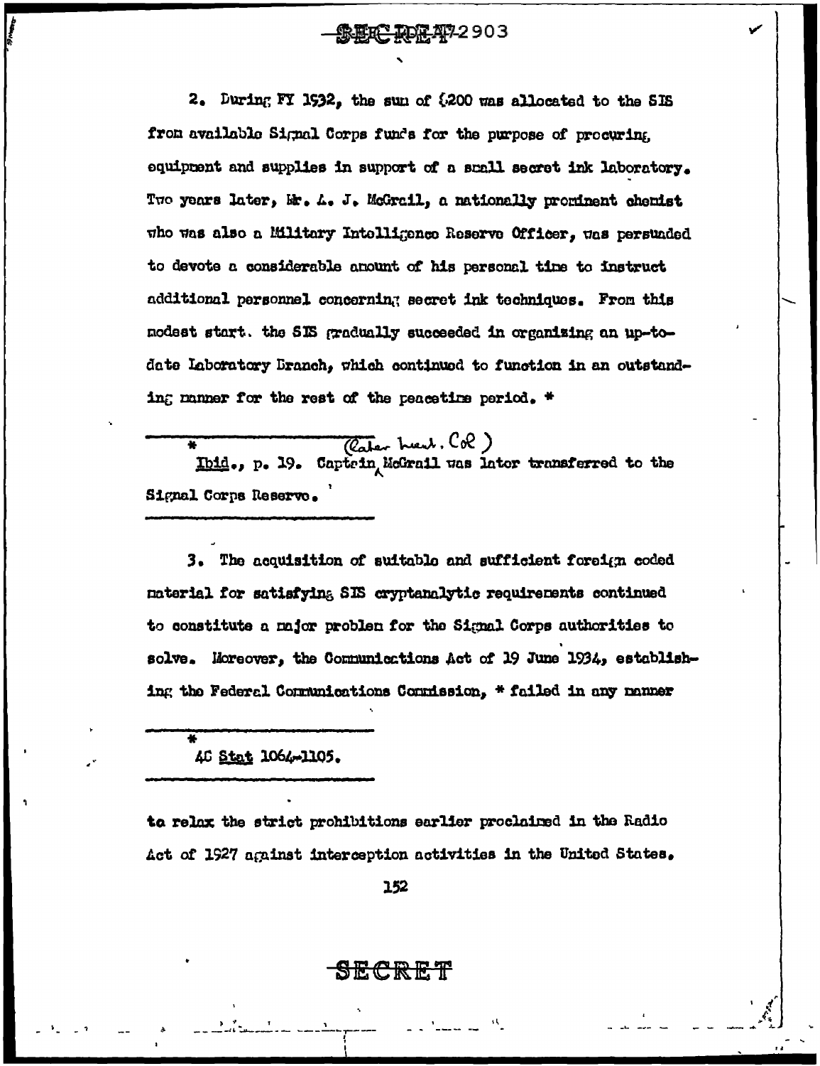2. During FY 1932, the sum of $200 was allocated to the SIS from available Signal Corps funds for the purpose of procuring equipment and supplies in support of a small secret ink laboratory. Two years later, Mr. A. J. McGrail, a nationally prominent chemist who was also a Military Intelligence Reserve Officer, was persuaded to devote a considerable amount of his personal time to instruct additional personnel concerning secret ink techniques. From this modest start. the SIS gradually succeeded in organizing an up-to-date Laboratory Branch, which continued to function in an outstanding manner for the rest of the peacetime period. *

---

\* *Ibid.*, p. 19. Captain (Later Lieut. Col.) McGrail was later transferred to the Signal Corps Reserve.

---

3. The acquisition of suitable and sufficient foreign coded material for satisfying SIS cryptanalytic requirements continued to constitute a major problem for the Signal Corps authorities to solve. Moreover, the Communications Act of 19 June 1934, establishing the Federal Communications Commission, * failed in any manner

---

\* 48 *Stat* 1064-1105.

---

to relax the strict prohibitions earlier proclaimed in the Radio Act of 1927 against interception activities in the United States.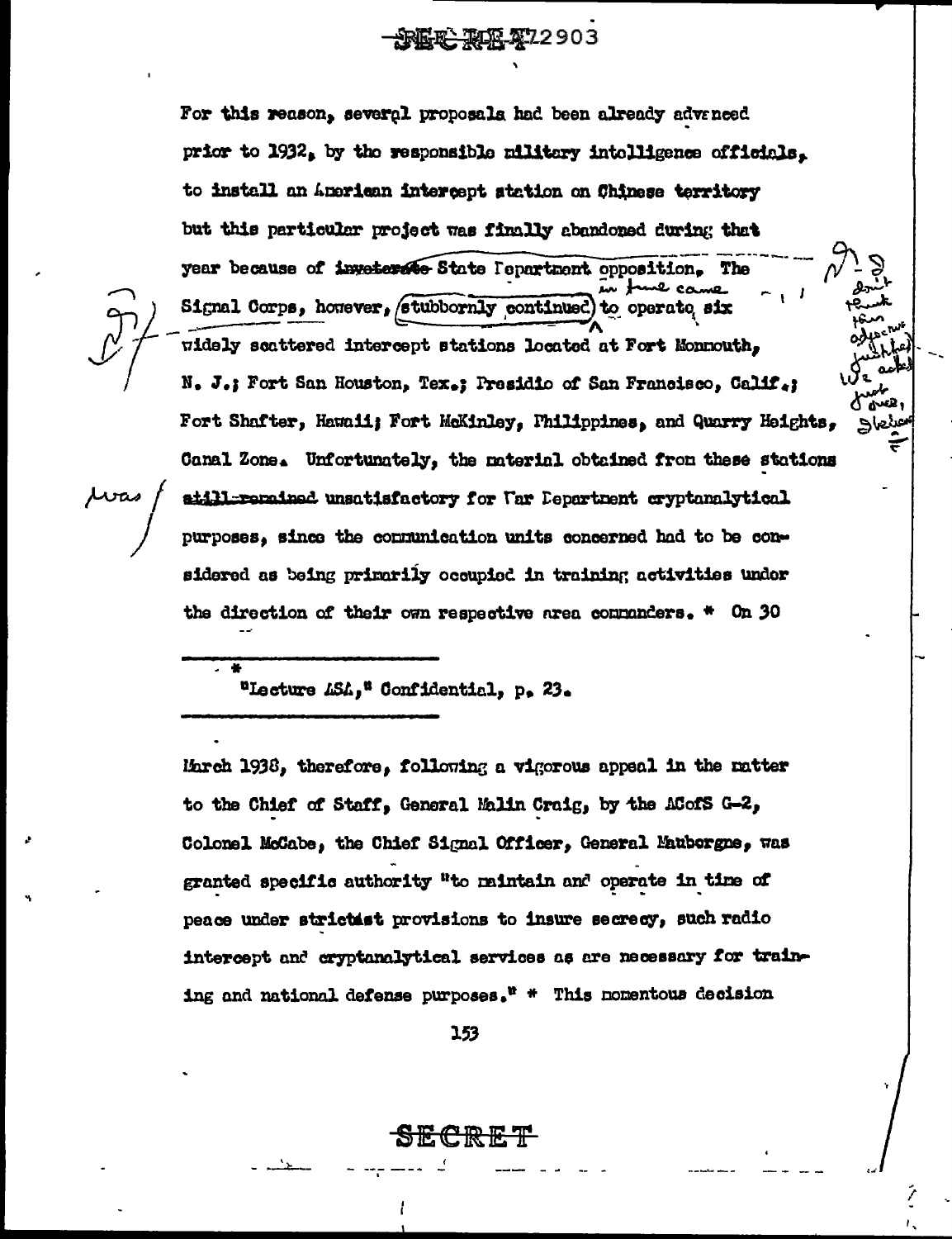For this reason, several proposals had been already advanced prior to 1932, by the responsible military intelligence officials, to install an American intercept station on Chinese territory but this particular project was finally abandoned during that year because of inveterate State Department opposition. The Signal Corps, however, stubbornly continued to operate six widely scattered intercept stations located at Fort Monmouth, N. J.; Fort Sam Houston, Tex.; Presidio of San Francisco, Calif.; Fort Shafter, Hawaii; Fort McKinley, Philippines, and Quarry Heights, Canal Zone. Unfortunately, the material obtained from these stations still remained unsatisfactory for War Department cryptanalytical purposes, since the communication units concerned had to be considered as being primarily occupied in training activities under the direction of their own respective area commanders. * On 30

---

\* "Lecture ASA," Confidential, p. 23.

---

March 1938, therefore, following a vigorous appeal in the matter to the Chief of Staff, General Malin Craig, by the ACofS G-2, Colonel McCabe, the Chief Signal Officer, General Mauborgne, was granted specific authority "to maintain and operate in time of peace under strictest provisions to insure secrecy, such radio intercept and cryptanalytical services as are necessary for training and national defense purposes." * This momentous decision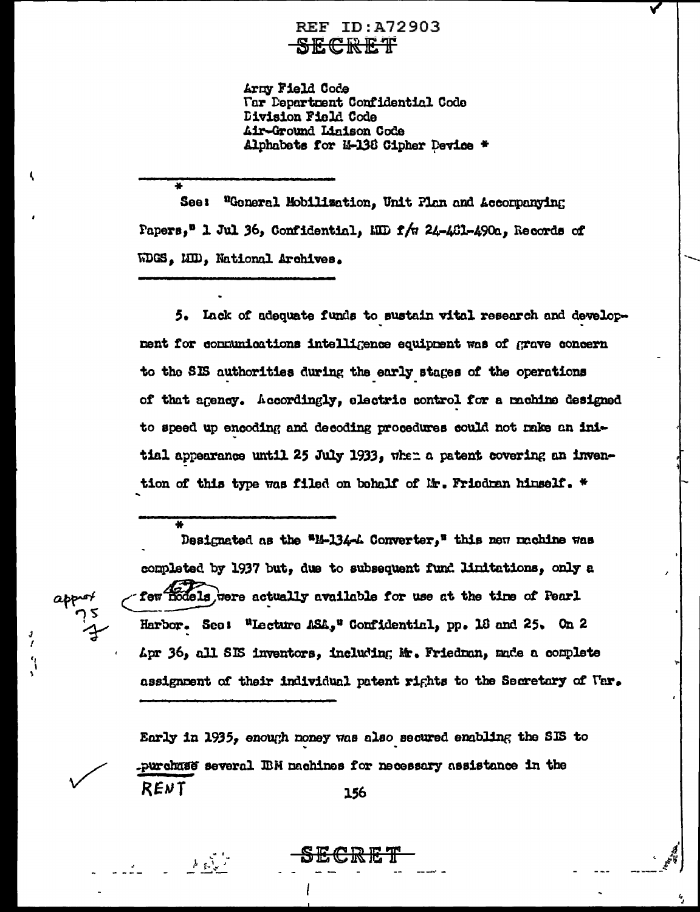Army Field Code
War Department Confidential Code
Division Field Code
Air-Ground Liaison Code
Alphabets for M-138 Cipher Device *

---

\* See: "General Mobilization, Unit Plan and Accompanying Papers," 1 Jul 36, Confidential, MID f/w 24-481-490a, Records of WDGS, MID, National Archives.

---

5. Lack of adequate funds to sustain vital research and development for communications intelligence equipment was of grave concern to the SIS authorities during the early stages of the operations of that agency. Accordingly, electric control for a machine designed to speed up encoding and decoding procedures could not make an initial appearance until 25 July 1933, when a patent covering an invention of this type was filed on behalf of Mr. Friedman himself. *

---

\* Designated as the "M-134-A Converter," this new machine was completed by 1937 but, due to subsequent fund limitations, only a few models were actually available for use at the time of Pearl Harbor. See: "Lecture ASA," Confidential, pp. 18 and 25. On 2 Apr 36, all SIS inventors, including Mr. Friedman, made a complete assignment of their individual patent rights to the Secretary of War.

---

Early in 1935, enough money was also secured enabling the SIS to purchase several IBM machines for necessary assistance in the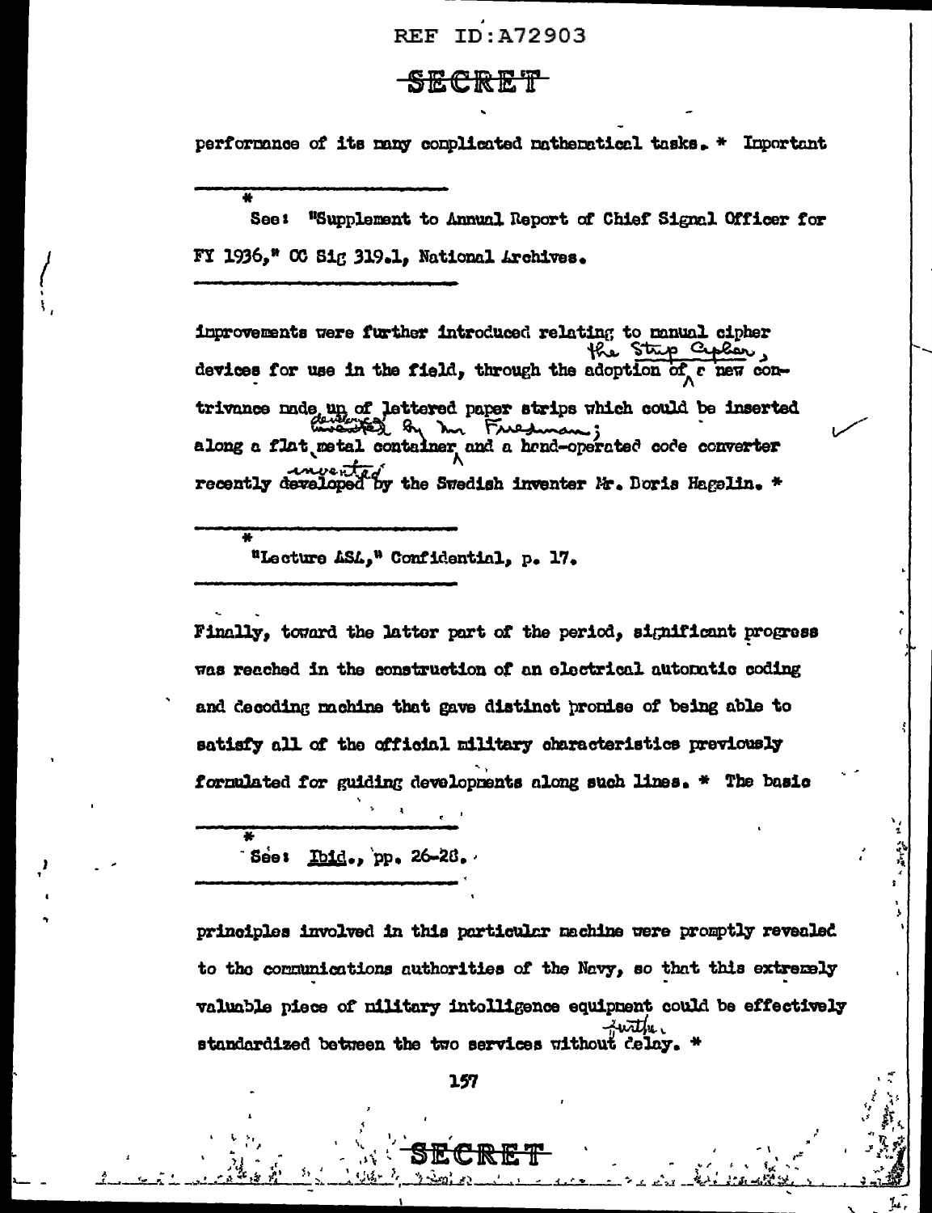performance of its many complicated mathematical tasks. * Important

---

* See: "Supplement to Annual Report of Chief Signal Officer for FY 1936," OC Sig 319.1, National Archives.

---

improvements were further introduced relating to manual cipher devices for use in the field, through the adoption of the Strip Cipher, a new contrivance made up of lettered paper strips which could be inserted along a flat metal container devised by Mr. Friedman; and a hand-operated code converter recently invented by the Swedish inventor Mr. Boris Hagelin. *

---

* "Lecture ASA," Confidential, p. 17.

---

Finally, toward the latter part of the period, significant progress was reached in the construction of an electrical automatic coding and decoding machine that gave distinct promise of being able to satisfy all of the official military characteristics previously formulated for guiding developments along such lines. * The basic

---

* See: Ibid., pp. 26-28.

---

principles involved in this particular machine were promptly revealed to the communications authorities of the Navy, so that this extremely valuable piece of military intelligence equipment could be effectively standardized between the two services without further delay. *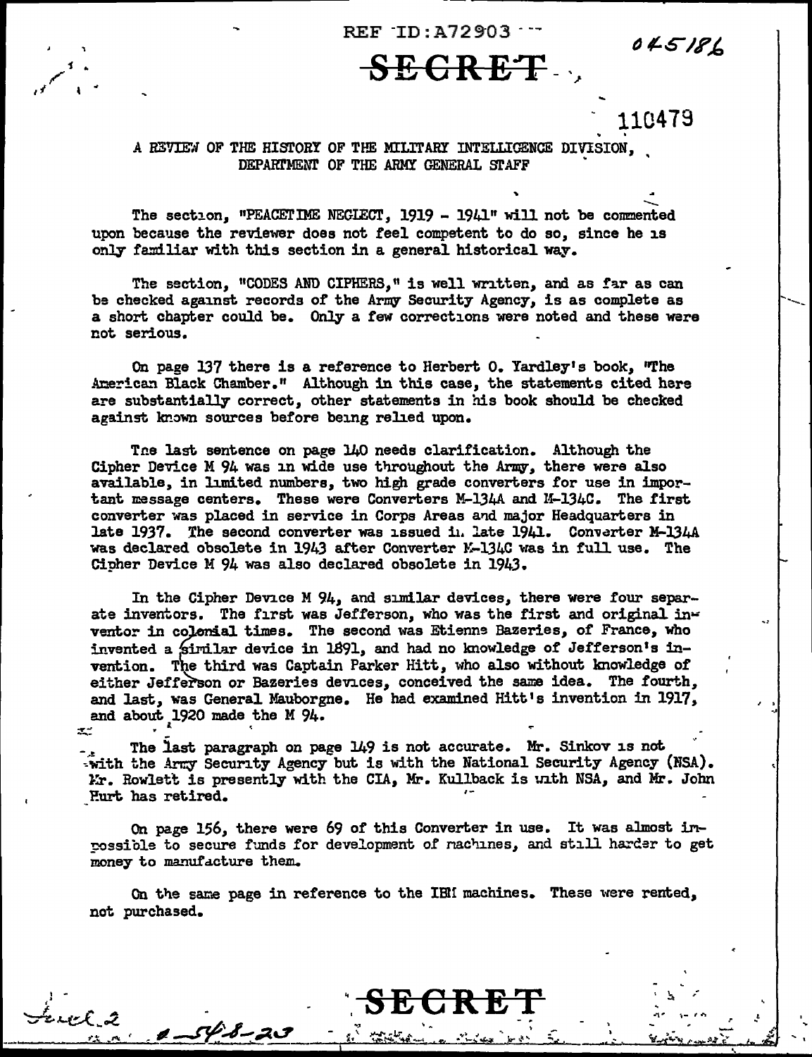SECRET

A REVIEW OF THE HISTORY OF THE MILITARY INTELLIGENCE DIVISION, DEPARTMENT OF THE ARMY GENERAL STAFF

The section, "PEACETIME NEGLECT, 1919 - 1941" will not be commented upon because the reviewer does not feel competent to do so, since he is only familiar with this section in a general historical way.

The section, "CODES AND CIPHERS," is well written, and as far as can be checked against records of the Army Security Agency, is as complete as a short chapter could be. Only a few corrections were noted and these were not serious.

On page 137 there is a reference to Herbert O. Yardley's book, "The American Black Chamber." Although in this case, the statements cited here are substantially correct, other statements in his book should be checked against known sources before being relied upon.

The last sentence on page 140 needs clarification. Although the Cipher Device M 94 was in wide use throughout the Army, there were also available, in limited numbers, two high grade converters for use in important message centers. These were Converters M-134A and M-134C. The first converter was placed in service in Corps Areas and major Headquarters in late 1937. The second converter was issued in late 1941. Converter M-134A was declared obsolete in 1943 after Converter M-134C was in full use. The Cipher Device M 94 was also declared obsolete in 1943.

In the Cipher Device M 94, and similar devices, there were four separate inventors. The first was Jefferson, who was the first and original inventor in colonial times. The second was Etienne Bazeries, of France, who invented a similar device in 1891, and had no knowledge of Jefferson's invention. The third was Captain Parker Hitt, who also without knowledge of either Jefferson or Bazeries devices, conceived the same idea. The fourth, and last, was General Mauborgne. He had examined Hitt's invention in 1917, and about 1920 made the M 94.

The last paragraph on page 149 is not accurate. Mr. Sinkov is not with the Army Security Agency but is with the National Security Agency (NSA). Mr. Rowlett is presently with the CIA, Mr. Kullback is with NSA, and Mr. John Hurt has retired.

On page 156, there were 69 of this Converter in use. It was almost impossible to secure funds for development of machines, and still harder to get money to manufacture them.

On the same page in reference to the IBM machines. These were rented, not purchased.

SECRET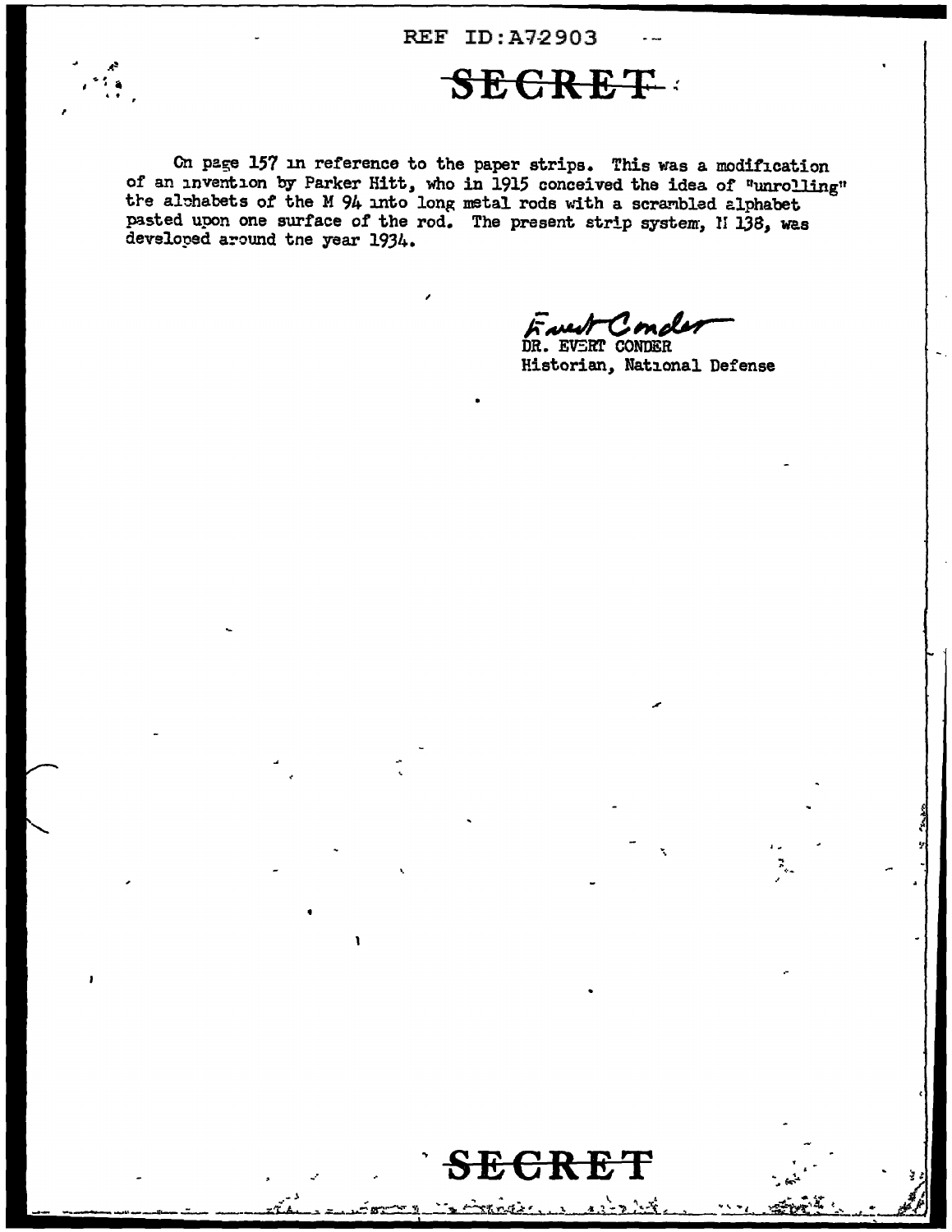REF ID:A72903

~~SECRET~~

On page 157 in reference to the paper strips. This was a modification of an invention by Parker Hitt, who in 1915 conceived the idea of "unrolling" the alphabets of the M 94 into long metal rods with a scrambled alphabet pasted upon one surface of the rod. The present strip system, M 138, was developed around the year 1934.

Evert Conder
DR. EVERT CONDER
Historian, National Defense

~~SECRET~~